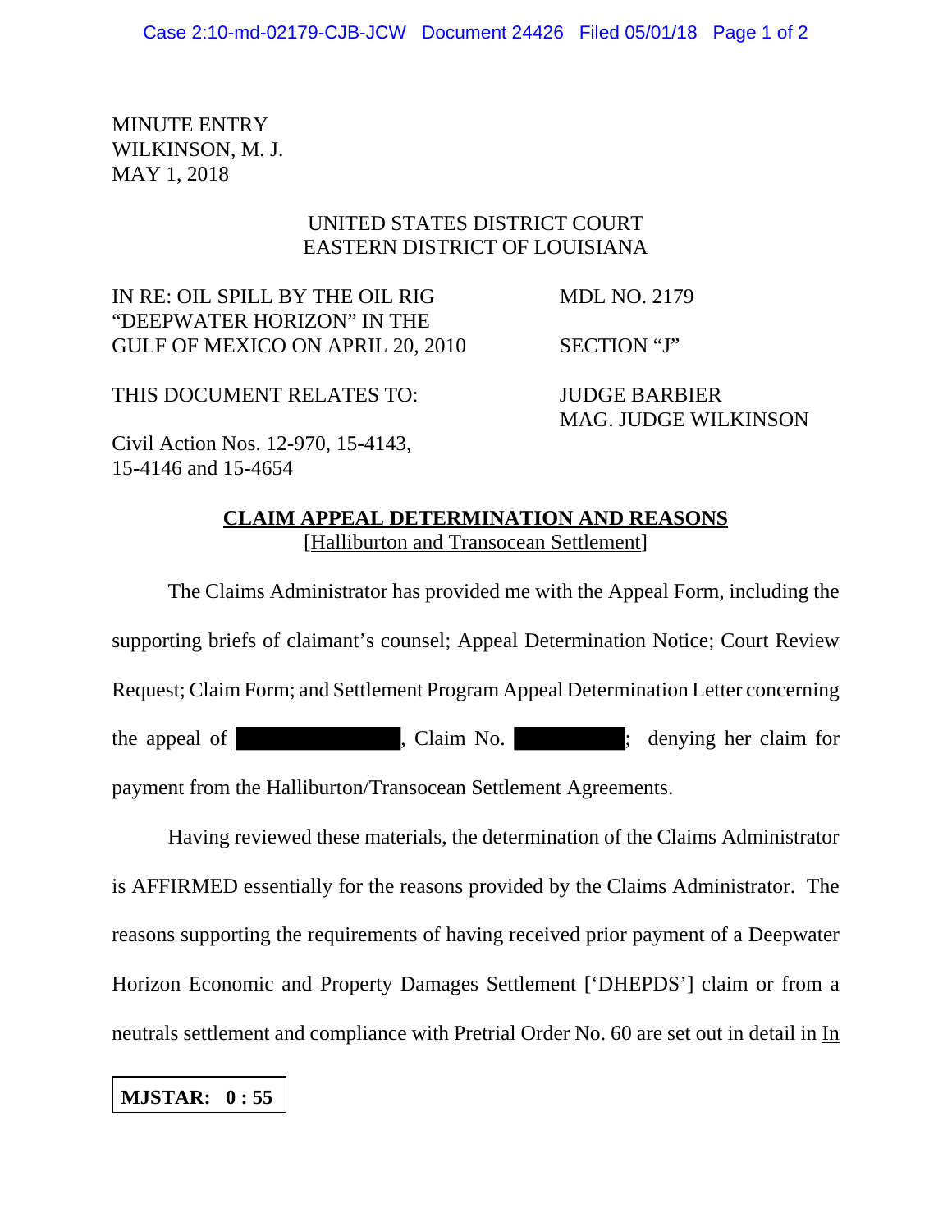MINUTE ENTRY
WILKINSON, M. J.
MAY 1, 2018

UNITED STATES DISTRICT COURT
EASTERN DISTRICT OF LOUISIANA

| | |
|---|---|
| IN RE: OIL SPILL BY THE OIL RIG "DEEPWATER HORIZON" IN THE GULF OF MEXICO ON APRIL 20, 2010 | MDL NO. 2179 |
| | SECTION "J" |
| THIS DOCUMENT RELATES TO: | JUDGE BARBIER<br>MAG. JUDGE WILKINSON |
| Civil Action Nos. 12-970, 15-4143, 15-4146 and 15-4654 | |

## CLAIM APPEAL DETERMINATION AND REASONS
[Halliburton and Transocean Settlement]

The Claims Administrator has provided me with the Appeal Form, including the supporting briefs of claimant's counsel; Appeal Determination Notice; Court Review Request; Claim Form; and Settlement Program Appeal Determination Letter concerning the appeal of [REDACTED], Claim No. [REDACTED]; denying her claim for payment from the Halliburton/Transocean Settlement Agreements.

Having reviewed these materials, the determination of the Claims Administrator is AFFIRMED essentially for the reasons provided by the Claims Administrator. The reasons supporting the requirements of having received prior payment of a Deepwater Horizon Economic and Property Damages Settlement ['DHEPDS'] claim or from a neutrals settlement and compliance with Pretrial Order No. 60 are set out in detail in In

**MJSTAR: 0 : 55**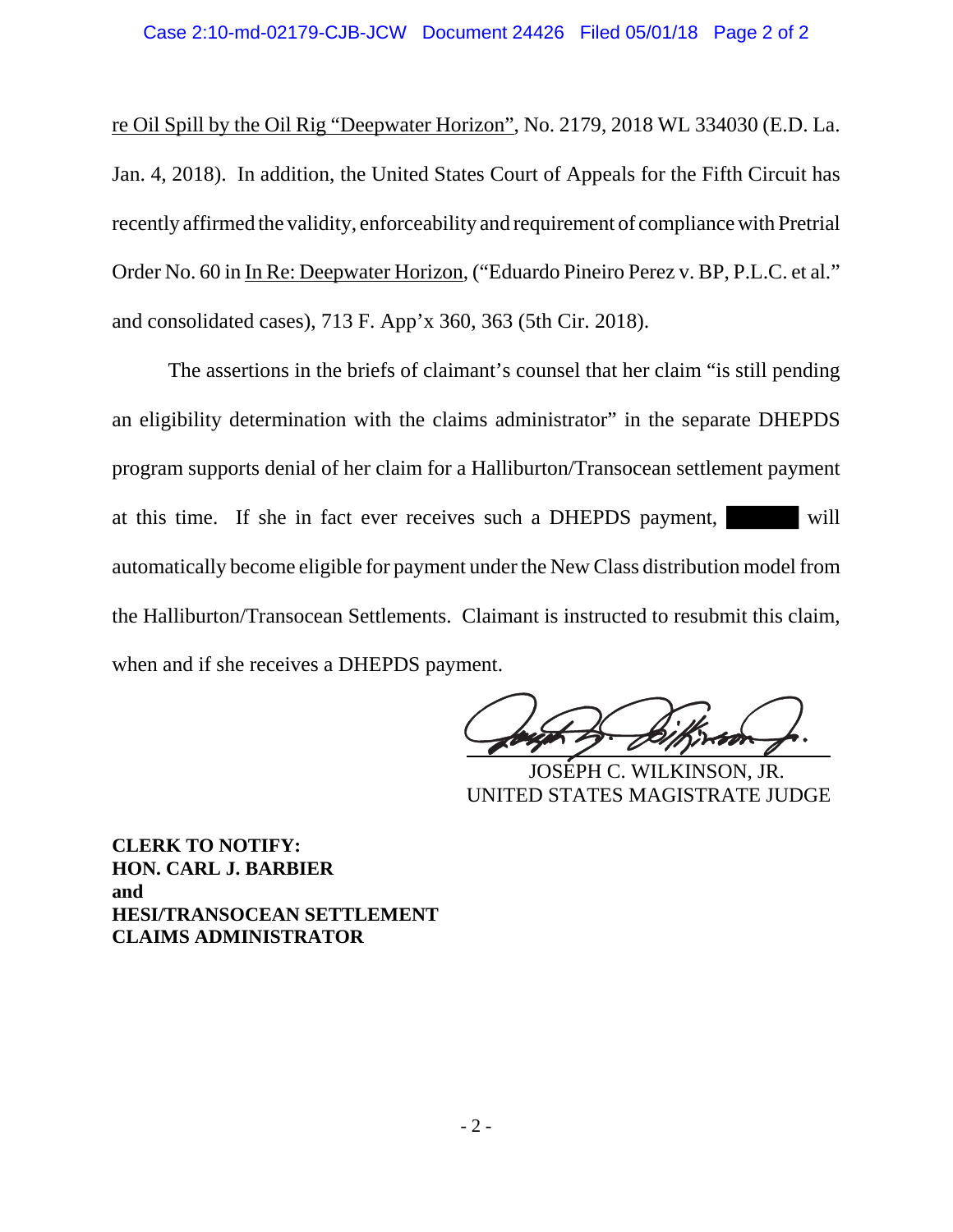re Oil Spill by the Oil Rig "Deepwater Horizon", No. 2179, 2018 WL 334030 (E.D. La. Jan. 4, 2018). In addition, the United States Court of Appeals for the Fifth Circuit has recently affirmed the validity, enforceability and requirement of compliance with Pretrial Order No. 60 in In Re: Deepwater Horizon, ("Eduardo Pineiro Perez v. BP, P.L.C. et al." and consolidated cases), 713 F. App'x 360, 363 (5th Cir. 2018).

The assertions in the briefs of claimant's counsel that her claim "is still pending an eligibility determination with the claims administrator" in the separate DHEPDS program supports denial of her claim for a Halliburton/Transocean settlement payment at this time. If she in fact ever receives such a DHEPDS payment, [REDACTED] will automatically become eligible for payment under the New Class distribution model from the Halliburton/Transocean Settlements. Claimant is instructed to resubmit this claim, when and if she receives a DHEPDS payment.

JOSEPH C. WILKINSON, JR.
UNITED STATES MAGISTRATE JUDGE

**CLERK TO NOTIFY:**
**HON. CARL J. BARBIER**
**and**
**HESI/TRANSOCEAN SETTLEMENT**
**CLAIMS ADMINISTRATOR**